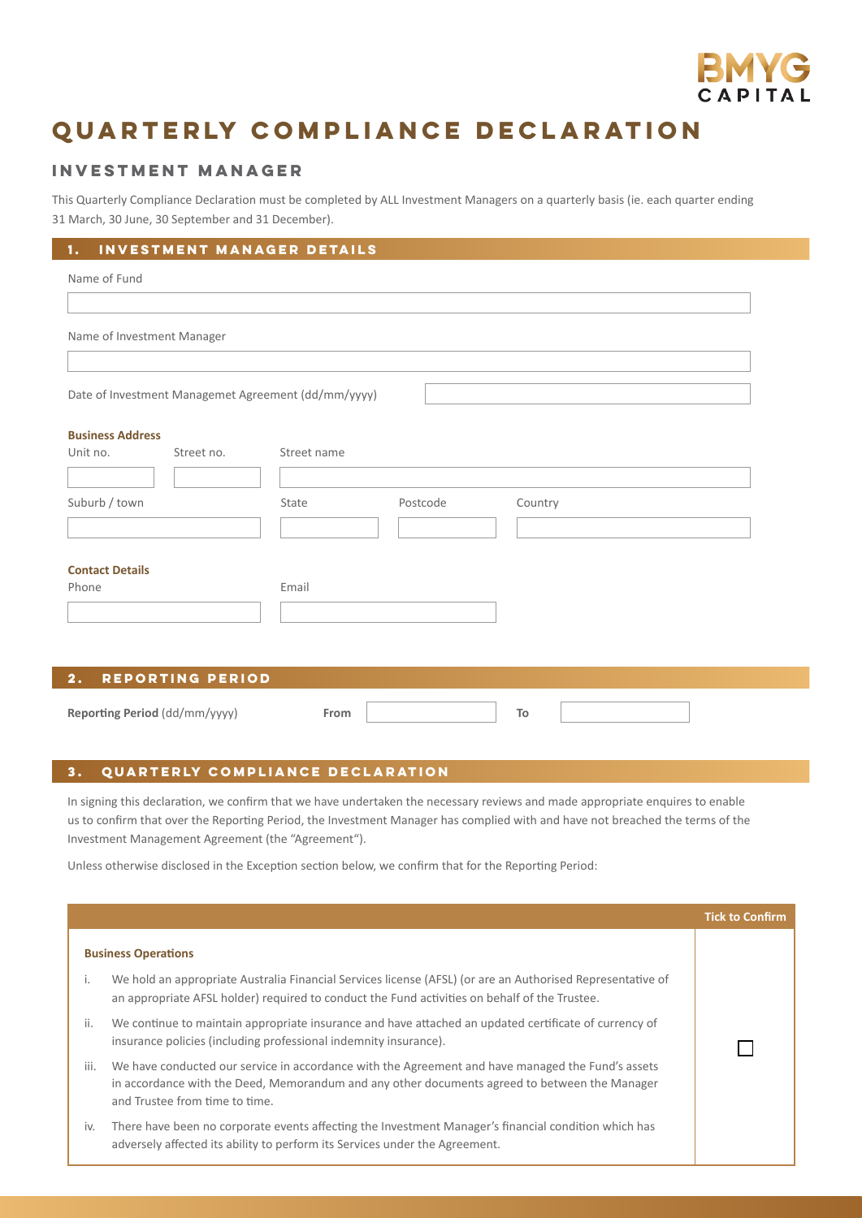BMYG CAPITAL

# QUARTERLY COMPLIANCE DECLARATION

## INVESTMENT MANAGER

This Quarterly Compliance Declaration must be completed by ALL Investment Managers on a quarterly basis (ie. each quarter ending 31 March, 30 June, 30 September and 31 December).

### 1. INVESTMENT MANAGER DETAILS

Name of Fund

Name of Investment Manager

Date of Investment Managemet Agreement (dd/mm/yyyy)

**Business Address**

Unit no. | Street no. | Street name

Suburb / town | State | Postcode | Country

**Contact Details**

Phone | Email

### 2. REPORTING PERIOD

**Reporting Period** (dd/mm/yyyy) **From** **To**

### 3. QUARTERLY COMPLIANCE DECLARATION

In signing this declaration, we confirm that we have undertaken the necessary reviews and made appropriate enquires to enable us to confirm that over the Reporting Period, the Investment Manager has complied with and have not breached the terms of the Investment Management Agreement (the "Agreement").

Unless otherwise disclosed in the Exception section below, we confirm that for the Reporting Period:

| | | Tick to Confirm |
|---|---|---|
| **Business Operations** | | ☐ |
| i. | We hold an appropriate Australia Financial Services license (AFSL) (or are an Authorised Representative of an appropriate AFSL holder) required to conduct the Fund activities on behalf of the Trustee. | |
| ii. | We continue to maintain appropriate insurance and have attached an updated certificate of currency of insurance policies (including professional indemnity insurance). | |
| iii. | We have conducted our service in accordance with the Agreement and have managed the Fund's assets in accordance with the Deed, Memorandum and any other documents agreed to between the Manager and Trustee from time to time. | |
| iv. | There have been no corporate events affecting the Investment Manager's financial condition which has adversely affected its ability to perform its Services under the Agreement. | |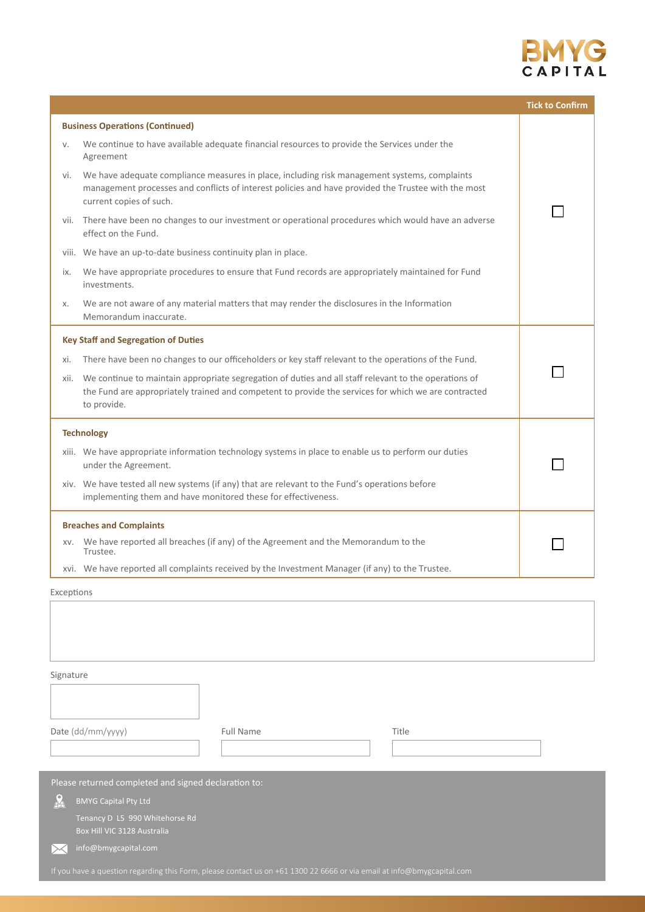| | Tick to Confirm |
|---|---|
| **Business Operations (Continued)**<br>v. We continue to have available adequate financial resources to provide the Services under the Agreement<br>vi. We have adequate compliance measures in place, including risk management systems, complaints management processes and conflicts of interest policies and have provided the Trustee with the most current copies of such.<br>vii. There have been no changes to our investment or operational procedures which would have an adverse effect on the Fund.<br>viii. We have an up-to-date business continuity plan in place.<br>ix. We have appropriate procedures to ensure that Fund records are appropriately maintained for Fund investments.<br>x. We are not aware of any material matters that may render the disclosures in the Information Memorandum inaccurate. | ☐ |
| **Key Staff and Segregation of Duties**<br>xi. There have been no changes to our officeholders or key staff relevant to the operations of the Fund.<br>xii. We continue to maintain appropriate segregation of duties and all staff relevant to the operations of the Fund are appropriately trained and competent to provide the services for which we are contracted to provide. | ☐ |
| **Technology**<br>xiii. We have appropriate information technology systems in place to enable us to perform our duties under the Agreement.<br>xiv. We have tested all new systems (if any) that are relevant to the Fund's operations before implementing them and have monitored these for effectiveness. | ☐ |
| **Breaches and Complaints**<br>xv. We have reported all breaches (if any) of the Agreement and the Memorandum to the Trustee.<br>xvi. We have reported all complaints received by the Investment Manager (if any) to the Trustee. | ☐ |

Exceptions

Signature

Date (dd/mm/yyyy)

Full Name

Title

Please returned completed and signed declaration to:

BMYG Capital Pty Ltd

Tenancy D L5 990 Whitehorse Rd
Box Hill VIC 3128 Australia

info@bmygcapital.com

If you have a question regarding this Form, please contact us on +61 1300 22 6666 or via email at info@bmygcapital.com